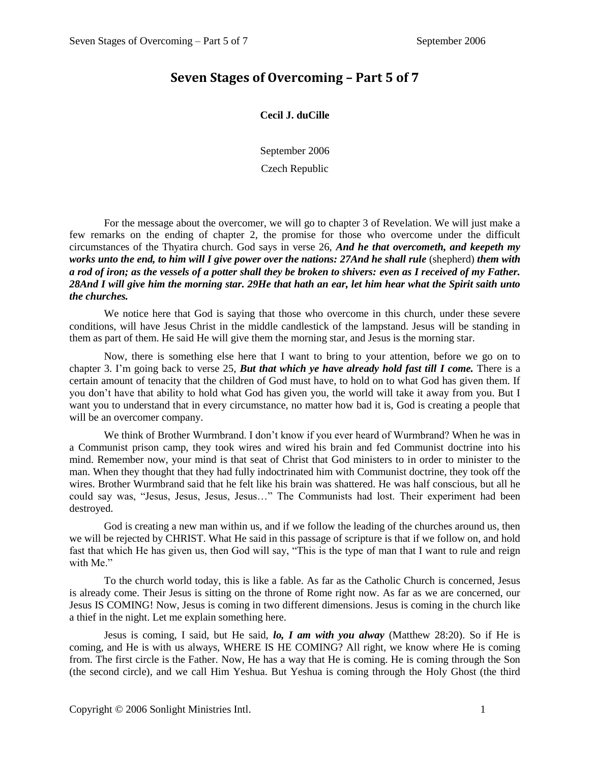# Seven Stages of Overcoming – Part 5 of 7

**Cecil J. duCille**

September 2006

Czech Republic

For the message about the overcomer, we will go to chapter 3 of Revelation. We will just make a few remarks on the ending of chapter 2, the promise for those who overcome under the difficult circumstances of the Thyatira church. God says in verse 26, ***And he that overcometh, and keepeth my works unto the end, to him will I give power over the nations: 27And he shall rule*** (shepherd) ***them with a rod of iron; as the vessels of a potter shall they be broken to shivers: even as I received of my Father. 28And I will give him the morning star. 29He that hath an ear, let him hear what the Spirit saith unto the churches.***

We notice here that God is saying that those who overcome in this church, under these severe conditions, will have Jesus Christ in the middle candlestick of the lampstand. Jesus will be standing in them as part of them. He said He will give them the morning star, and Jesus is the morning star.

Now, there is something else here that I want to bring to your attention, before we go on to chapter 3. I'm going back to verse 25, ***But that which ye have already hold fast till I come.*** There is a certain amount of tenacity that the children of God must have, to hold on to what God has given them. If you don't have that ability to hold what God has given you, the world will take it away from you. But I want you to understand that in every circumstance, no matter how bad it is, God is creating a people that will be an overcomer company.

We think of Brother Wurmbrand. I don't know if you ever heard of Wurmbrand? When he was in a Communist prison camp, they took wires and wired his brain and fed Communist doctrine into his mind. Remember now, your mind is that seat of Christ that God ministers to in order to minister to the man. When they thought that they had fully indoctrinated him with Communist doctrine, they took off the wires. Brother Wurmbrand said that he felt like his brain was shattered. He was half conscious, but all he could say was, "Jesus, Jesus, Jesus, Jesus…" The Communists had lost. Their experiment had been destroyed.

God is creating a new man within us, and if we follow the leading of the churches around us, then we will be rejected by CHRIST. What He said in this passage of scripture is that if we follow on, and hold fast that which He has given us, then God will say, "This is the type of man that I want to rule and reign with Me."

To the church world today, this is like a fable. As far as the Catholic Church is concerned, Jesus is already come. Their Jesus is sitting on the throne of Rome right now. As far as we are concerned, our Jesus IS COMING! Now, Jesus is coming in two different dimensions. Jesus is coming in the church like a thief in the night. Let me explain something here.

Jesus is coming, I said, but He said, ***lo, I am with you alway*** (Matthew 28:20). So if He is coming, and He is with us always, WHERE IS HE COMING? All right, we know where He is coming from. The first circle is the Father. Now, He has a way that He is coming. He is coming through the Son (the second circle), and we call Him Yeshua. But Yeshua is coming through the Holy Ghost (the third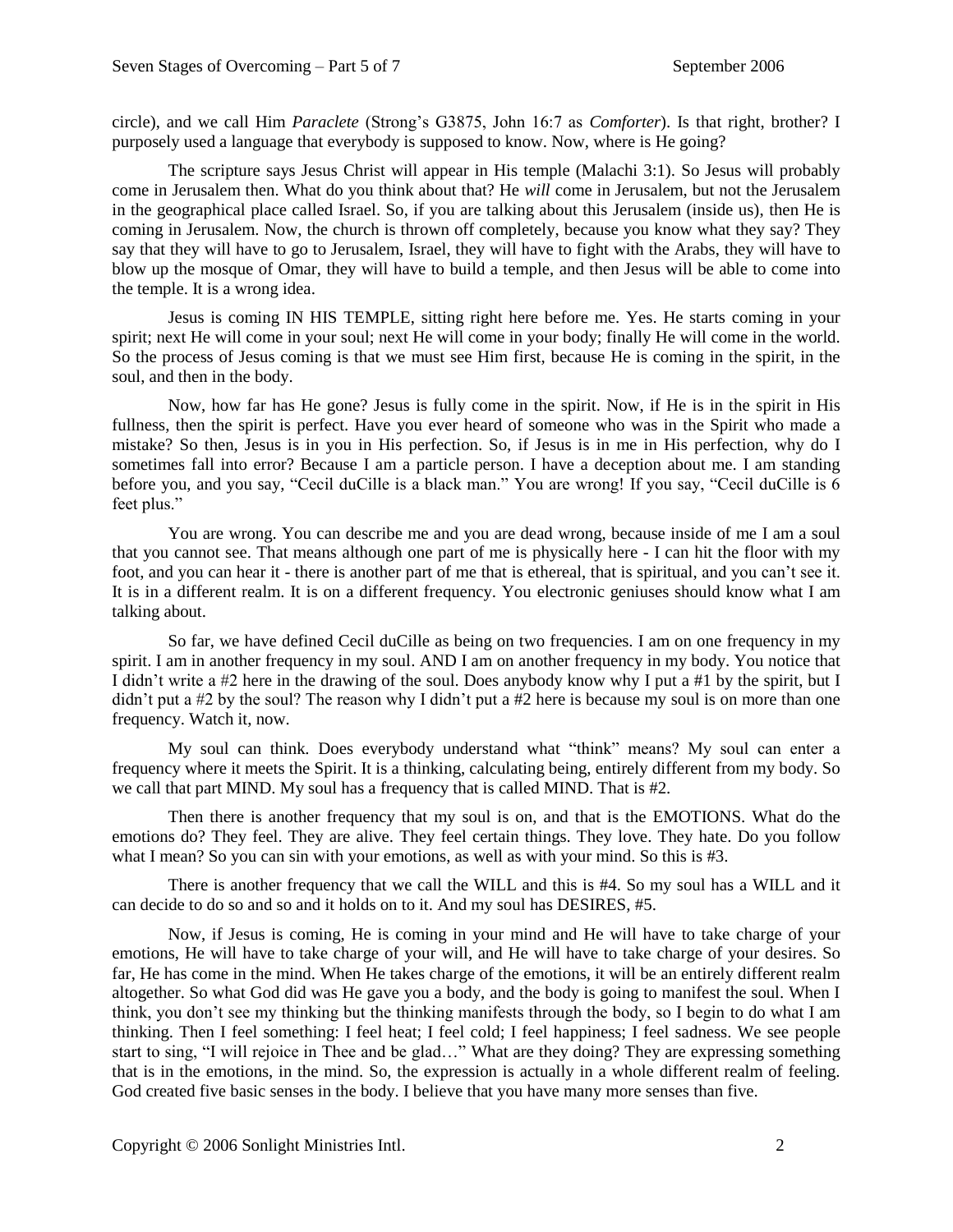circle), and we call Him *Paraclete* (Strong's G3875, John 16:7 as *Comforter*). Is that right, brother? I purposely used a language that everybody is supposed to know. Now, where is He going?

The scripture says Jesus Christ will appear in His temple (Malachi 3:1). So Jesus will probably come in Jerusalem then. What do you think about that? He *will* come in Jerusalem, but not the Jerusalem in the geographical place called Israel. So, if you are talking about this Jerusalem (inside us), then He is coming in Jerusalem. Now, the church is thrown off completely, because you know what they say? They say that they will have to go to Jerusalem, Israel, they will have to fight with the Arabs, they will have to blow up the mosque of Omar, they will have to build a temple, and then Jesus will be able to come into the temple. It is a wrong idea.

Jesus is coming IN HIS TEMPLE, sitting right here before me. Yes. He starts coming in your spirit; next He will come in your soul; next He will come in your body; finally He will come in the world. So the process of Jesus coming is that we must see Him first, because He is coming in the spirit, in the soul, and then in the body.

Now, how far has He gone? Jesus is fully come in the spirit. Now, if He is in the spirit in His fullness, then the spirit is perfect. Have you ever heard of someone who was in the Spirit who made a mistake? So then, Jesus is in you in His perfection. So, if Jesus is in me in His perfection, why do I sometimes fall into error? Because I am a particle person. I have a deception about me. I am standing before you, and you say, "Cecil duCille is a black man." You are wrong! If you say, "Cecil duCille is 6 feet plus."

You are wrong. You can describe me and you are dead wrong, because inside of me I am a soul that you cannot see. That means although one part of me is physically here - I can hit the floor with my foot, and you can hear it - there is another part of me that is ethereal, that is spiritual, and you can't see it. It is in a different realm. It is on a different frequency. You electronic geniuses should know what I am talking about.

So far, we have defined Cecil duCille as being on two frequencies. I am on one frequency in my spirit. I am in another frequency in my soul. AND I am on another frequency in my body. You notice that I didn't write a #2 here in the drawing of the soul. Does anybody know why I put a #1 by the spirit, but I didn't put a #2 by the soul? The reason why I didn't put a #2 here is because my soul is on more than one frequency. Watch it, now.

My soul can think. Does everybody understand what "think" means? My soul can enter a frequency where it meets the Spirit. It is a thinking, calculating being, entirely different from my body. So we call that part MIND. My soul has a frequency that is called MIND. That is #2.

Then there is another frequency that my soul is on, and that is the EMOTIONS. What do the emotions do? They feel. They are alive. They feel certain things. They love. They hate. Do you follow what I mean? So you can sin with your emotions, as well as with your mind. So this is #3.

There is another frequency that we call the WILL and this is #4. So my soul has a WILL and it can decide to do so and so and it holds on to it. And my soul has DESIRES, #5.

Now, if Jesus is coming, He is coming in your mind and He will have to take charge of your emotions, He will have to take charge of your will, and He will have to take charge of your desires. So far, He has come in the mind. When He takes charge of the emotions, it will be an entirely different realm altogether. So what God did was He gave you a body, and the body is going to manifest the soul. When I think, you don't see my thinking but the thinking manifests through the body, so I begin to do what I am thinking. Then I feel something: I feel heat; I feel cold; I feel happiness; I feel sadness. We see people start to sing, "I will rejoice in Thee and be glad…" What are they doing? They are expressing something that is in the emotions, in the mind. So, the expression is actually in a whole different realm of feeling. God created five basic senses in the body. I believe that you have many more senses than five.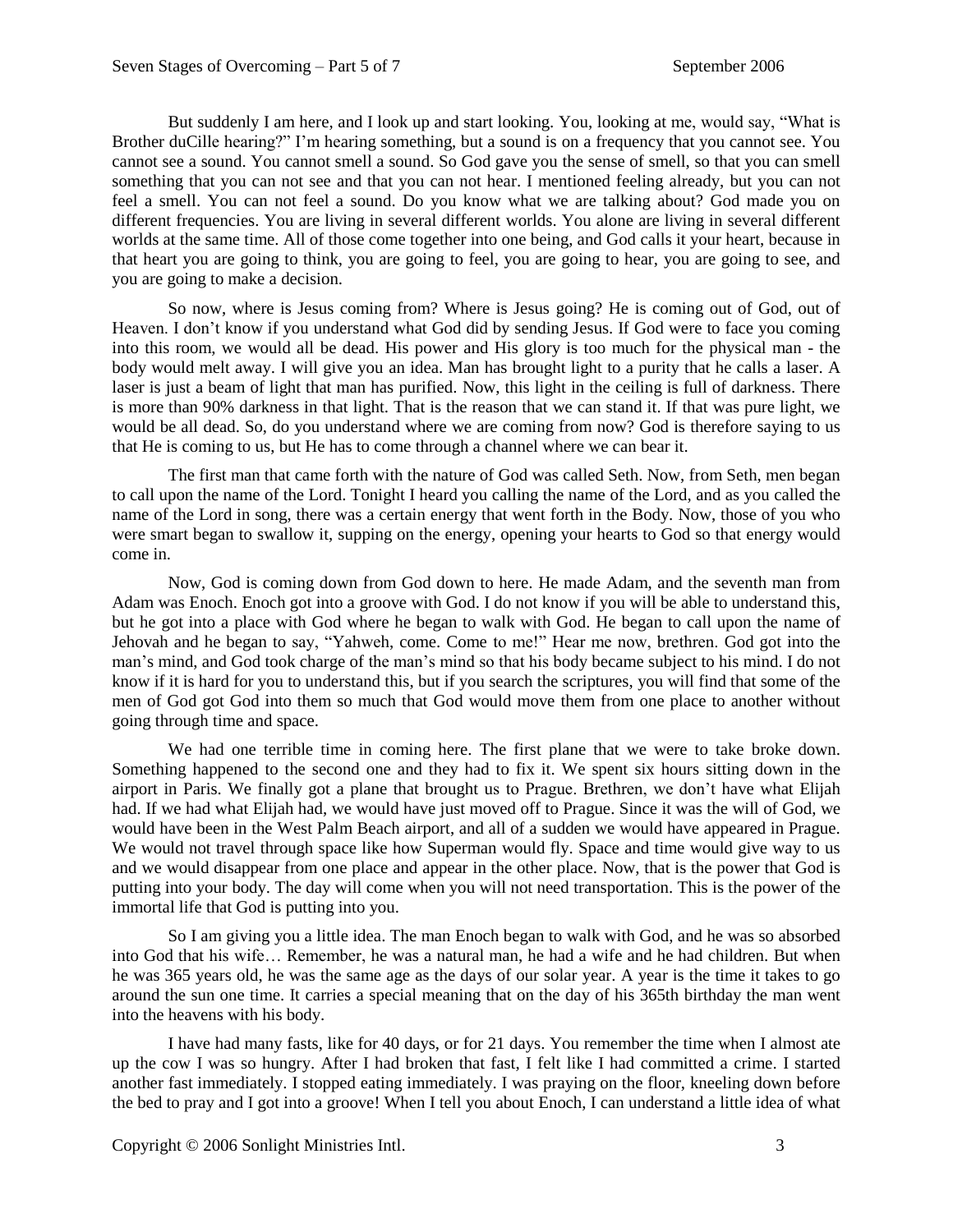But suddenly I am here, and I look up and start looking. You, looking at me, would say, "What is Brother duCille hearing?" I'm hearing something, but a sound is on a frequency that you cannot see. You cannot see a sound. You cannot smell a sound. So God gave you the sense of smell, so that you can smell something that you can not see and that you can not hear. I mentioned feeling already, but you can not feel a smell. You can not feel a sound. Do you know what we are talking about? God made you on different frequencies. You are living in several different worlds. You alone are living in several different worlds at the same time. All of those come together into one being, and God calls it your heart, because in that heart you are going to think, you are going to feel, you are going to hear, you are going to see, and you are going to make a decision.

So now, where is Jesus coming from? Where is Jesus going? He is coming out of God, out of Heaven. I don't know if you understand what God did by sending Jesus. If God were to face you coming into this room, we would all be dead. His power and His glory is too much for the physical man - the body would melt away. I will give you an idea. Man has brought light to a purity that he calls a laser. A laser is just a beam of light that man has purified. Now, this light in the ceiling is full of darkness. There is more than 90% darkness in that light. That is the reason that we can stand it. If that was pure light, we would be all dead. So, do you understand where we are coming from now? God is therefore saying to us that He is coming to us, but He has to come through a channel where we can bear it.

The first man that came forth with the nature of God was called Seth. Now, from Seth, men began to call upon the name of the Lord. Tonight I heard you calling the name of the Lord, and as you called the name of the Lord in song, there was a certain energy that went forth in the Body. Now, those of you who were smart began to swallow it, supping on the energy, opening your hearts to God so that energy would come in.

Now, God is coming down from God down to here. He made Adam, and the seventh man from Adam was Enoch. Enoch got into a groove with God. I do not know if you will be able to understand this, but he got into a place with God where he began to walk with God. He began to call upon the name of Jehovah and he began to say, "Yahweh, come. Come to me!" Hear me now, brethren. God got into the man's mind, and God took charge of the man's mind so that his body became subject to his mind. I do not know if it is hard for you to understand this, but if you search the scriptures, you will find that some of the men of God got God into them so much that God would move them from one place to another without going through time and space.

We had one terrible time in coming here. The first plane that we were to take broke down. Something happened to the second one and they had to fix it. We spent six hours sitting down in the airport in Paris. We finally got a plane that brought us to Prague. Brethren, we don't have what Elijah had. If we had what Elijah had, we would have just moved off to Prague. Since it was the will of God, we would have been in the West Palm Beach airport, and all of a sudden we would have appeared in Prague. We would not travel through space like how Superman would fly. Space and time would give way to us and we would disappear from one place and appear in the other place. Now, that is the power that God is putting into your body. The day will come when you will not need transportation. This is the power of the immortal life that God is putting into you.

So I am giving you a little idea. The man Enoch began to walk with God, and he was so absorbed into God that his wife… Remember, he was a natural man, he had a wife and he had children. But when he was 365 years old, he was the same age as the days of our solar year. A year is the time it takes to go around the sun one time. It carries a special meaning that on the day of his 365th birthday the man went into the heavens with his body.

I have had many fasts, like for 40 days, or for 21 days. You remember the time when I almost ate up the cow I was so hungry. After I had broken that fast, I felt like I had committed a crime. I started another fast immediately. I stopped eating immediately. I was praying on the floor, kneeling down before the bed to pray and I got into a groove! When I tell you about Enoch, I can understand a little idea of what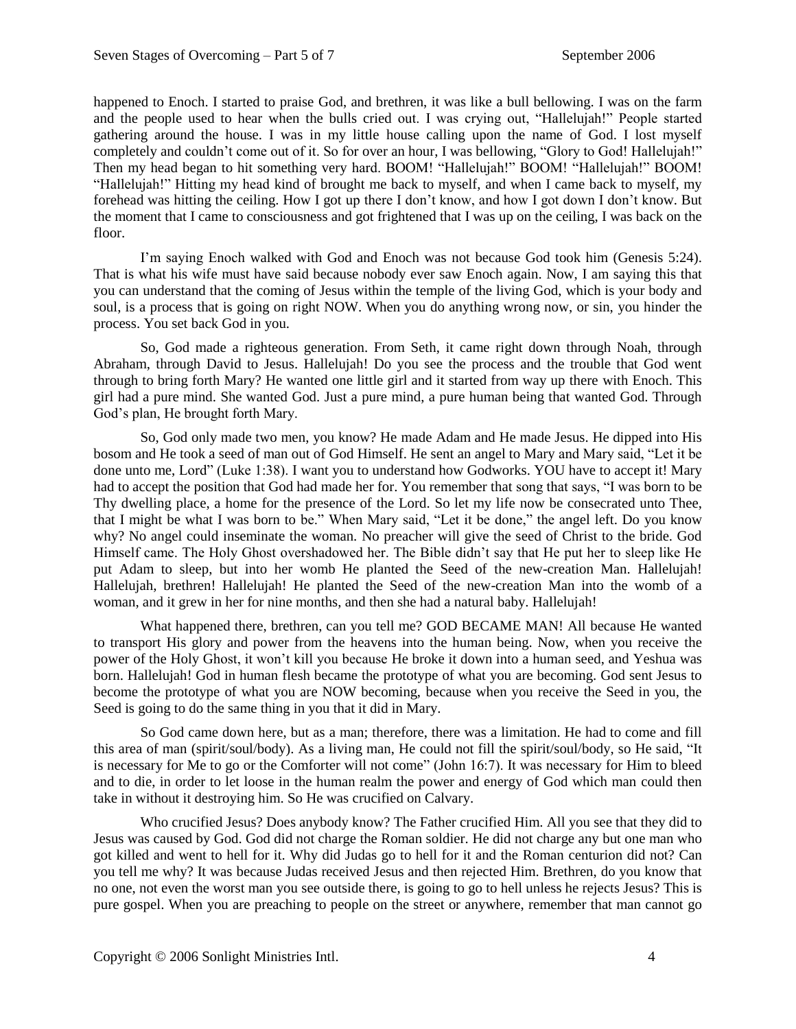happened to Enoch. I started to praise God, and brethren, it was like a bull bellowing. I was on the farm and the people used to hear when the bulls cried out. I was crying out, "Hallelujah!" People started gathering around the house. I was in my little house calling upon the name of God. I lost myself completely and couldn't come out of it. So for over an hour, I was bellowing, "Glory to God! Hallelujah!" Then my head began to hit something very hard. BOOM! "Hallelujah!" BOOM! "Hallelujah!" BOOM! "Hallelujah!" Hitting my head kind of brought me back to myself, and when I came back to myself, my forehead was hitting the ceiling. How I got up there I don't know, and how I got down I don't know. But the moment that I came to consciousness and got frightened that I was up on the ceiling, I was back on the floor.

I'm saying Enoch walked with God and Enoch was not because God took him (Genesis 5:24). That is what his wife must have said because nobody ever saw Enoch again. Now, I am saying this that you can understand that the coming of Jesus within the temple of the living God, which is your body and soul, is a process that is going on right NOW. When you do anything wrong now, or sin, you hinder the process. You set back God in you.

So, God made a righteous generation. From Seth, it came right down through Noah, through Abraham, through David to Jesus. Hallelujah! Do you see the process and the trouble that God went through to bring forth Mary? He wanted one little girl and it started from way up there with Enoch. This girl had a pure mind. She wanted God. Just a pure mind, a pure human being that wanted God. Through God's plan, He brought forth Mary.

So, God only made two men, you know? He made Adam and He made Jesus. He dipped into His bosom and He took a seed of man out of God Himself. He sent an angel to Mary and Mary said, "Let it be done unto me, Lord" (Luke 1:38). I want you to understand how Godworks. YOU have to accept it! Mary had to accept the position that God had made her for. You remember that song that says, "I was born to be Thy dwelling place, a home for the presence of the Lord. So let my life now be consecrated unto Thee, that I might be what I was born to be." When Mary said, "Let it be done," the angel left. Do you know why? No angel could inseminate the woman. No preacher will give the seed of Christ to the bride. God Himself came. The Holy Ghost overshadowed her. The Bible didn't say that He put her to sleep like He put Adam to sleep, but into her womb He planted the Seed of the new-creation Man. Hallelujah! Hallelujah, brethren! Hallelujah! He planted the Seed of the new-creation Man into the womb of a woman, and it grew in her for nine months, and then she had a natural baby. Hallelujah!

What happened there, brethren, can you tell me? GOD BECAME MAN! All because He wanted to transport His glory and power from the heavens into the human being. Now, when you receive the power of the Holy Ghost, it won't kill you because He broke it down into a human seed, and Yeshua was born. Hallelujah! God in human flesh became the prototype of what you are becoming. God sent Jesus to become the prototype of what you are NOW becoming, because when you receive the Seed in you, the Seed is going to do the same thing in you that it did in Mary.

So God came down here, but as a man; therefore, there was a limitation. He had to come and fill this area of man (spirit/soul/body). As a living man, He could not fill the spirit/soul/body, so He said, "It is necessary for Me to go or the Comforter will not come" (John 16:7). It was necessary for Him to bleed and to die, in order to let loose in the human realm the power and energy of God which man could then take in without it destroying him. So He was crucified on Calvary.

Who crucified Jesus? Does anybody know? The Father crucified Him. All you see that they did to Jesus was caused by God. God did not charge the Roman soldier. He did not charge any but one man who got killed and went to hell for it. Why did Judas go to hell for it and the Roman centurion did not? Can you tell me why? It was because Judas received Jesus and then rejected Him. Brethren, do you know that no one, not even the worst man you see outside there, is going to go to hell unless he rejects Jesus? This is pure gospel. When you are preaching to people on the street or anywhere, remember that man cannot go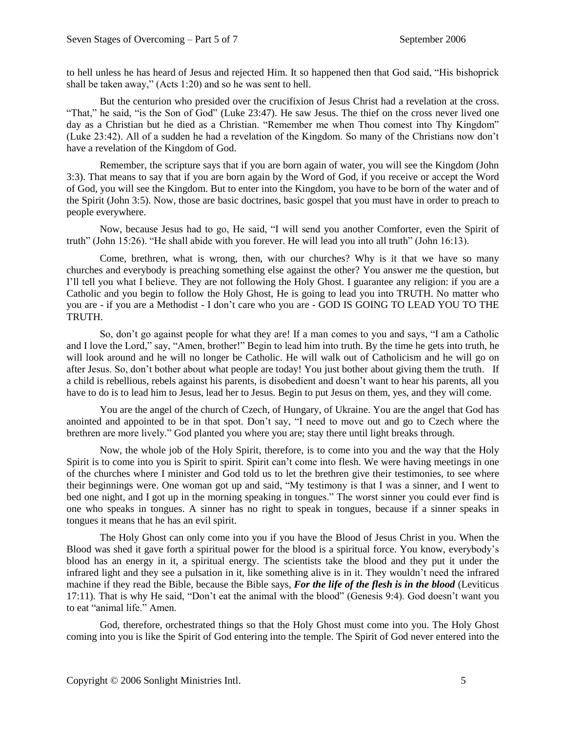to hell unless he has heard of Jesus and rejected Him. It so happened then that God said, "His bishoprick shall be taken away," (Acts 1:20) and so he was sent to hell.

But the centurion who presided over the crucifixion of Jesus Christ had a revelation at the cross. "That," he said, "is the Son of God" (Luke 23:47). He saw Jesus. The thief on the cross never lived one day as a Christian but he died as a Christian. "Remember me when Thou comest into Thy Kingdom" (Luke 23:42). All of a sudden he had a revelation of the Kingdom. So many of the Christians now don't have a revelation of the Kingdom of God.

Remember, the scripture says that if you are born again of water, you will see the Kingdom (John 3:3). That means to say that if you are born again by the Word of God, if you receive or accept the Word of God, you will see the Kingdom. But to enter into the Kingdom, you have to be born of the water and of the Spirit (John 3:5). Now, those are basic doctrines, basic gospel that you must have in order to preach to people everywhere.

Now, because Jesus had to go, He said, "I will send you another Comforter, even the Spirit of truth" (John 15:26). "He shall abide with you forever. He will lead you into all truth" (John 16:13).

Come, brethren, what is wrong, then, with our churches? Why is it that we have so many churches and everybody is preaching something else against the other? You answer me the question, but I'll tell you what I believe. They are not following the Holy Ghost. I guarantee any religion: if you are a Catholic and you begin to follow the Holy Ghost, He is going to lead you into TRUTH. No matter who you are - if you are a Methodist - I don't care who you are - GOD IS GOING TO LEAD YOU TO THE TRUTH.

So, don't go against people for what they are! If a man comes to you and says, "I am a Catholic and I love the Lord," say, "Amen, brother!" Begin to lead him into truth. By the time he gets into truth, he will look around and he will no longer be Catholic. He will walk out of Catholicism and he will go on after Jesus. So, don't bother about what people are today! You just bother about giving them the truth. If a child is rebellious, rebels against his parents, is disobedient and doesn't want to hear his parents, all you have to do is to lead him to Jesus, lead her to Jesus. Begin to put Jesus on them, yes, and they will come.

You are the angel of the church of Czech, of Hungary, of Ukraine. You are the angel that God has anointed and appointed to be in that spot. Don't say, "I need to move out and go to Czech where the brethren are more lively." God planted you where you are; stay there until light breaks through.

Now, the whole job of the Holy Spirit, therefore, is to come into you and the way that the Holy Spirit is to come into you is Spirit to spirit. Spirit can't come into flesh. We were having meetings in one of the churches where I minister and God told us to let the brethren give their testimonies, to see where their beginnings were. One woman got up and said, "My testimony is that I was a sinner, and I went to bed one night, and I got up in the morning speaking in tongues." The worst sinner you could ever find is one who speaks in tongues. A sinner has no right to speak in tongues, because if a sinner speaks in tongues it means that he has an evil spirit.

The Holy Ghost can only come into you if you have the Blood of Jesus Christ in you. When the Blood was shed it gave forth a spiritual power for the blood is a spiritual force. You know, everybody's blood has an energy in it, a spiritual energy. The scientists take the blood and they put it under the infrared light and they see a pulsation in it, like something alive is in it. They wouldn't need the infrared machine if they read the Bible, because the Bible says, ***For the life of the flesh is in the blood*** (Leviticus 17:11). That is why He said, "Don't eat the animal with the blood" (Genesis 9:4). God doesn't want you to eat "animal life." Amen.

God, therefore, orchestrated things so that the Holy Ghost must come into you. The Holy Ghost coming into you is like the Spirit of God entering into the temple. The Spirit of God never entered into the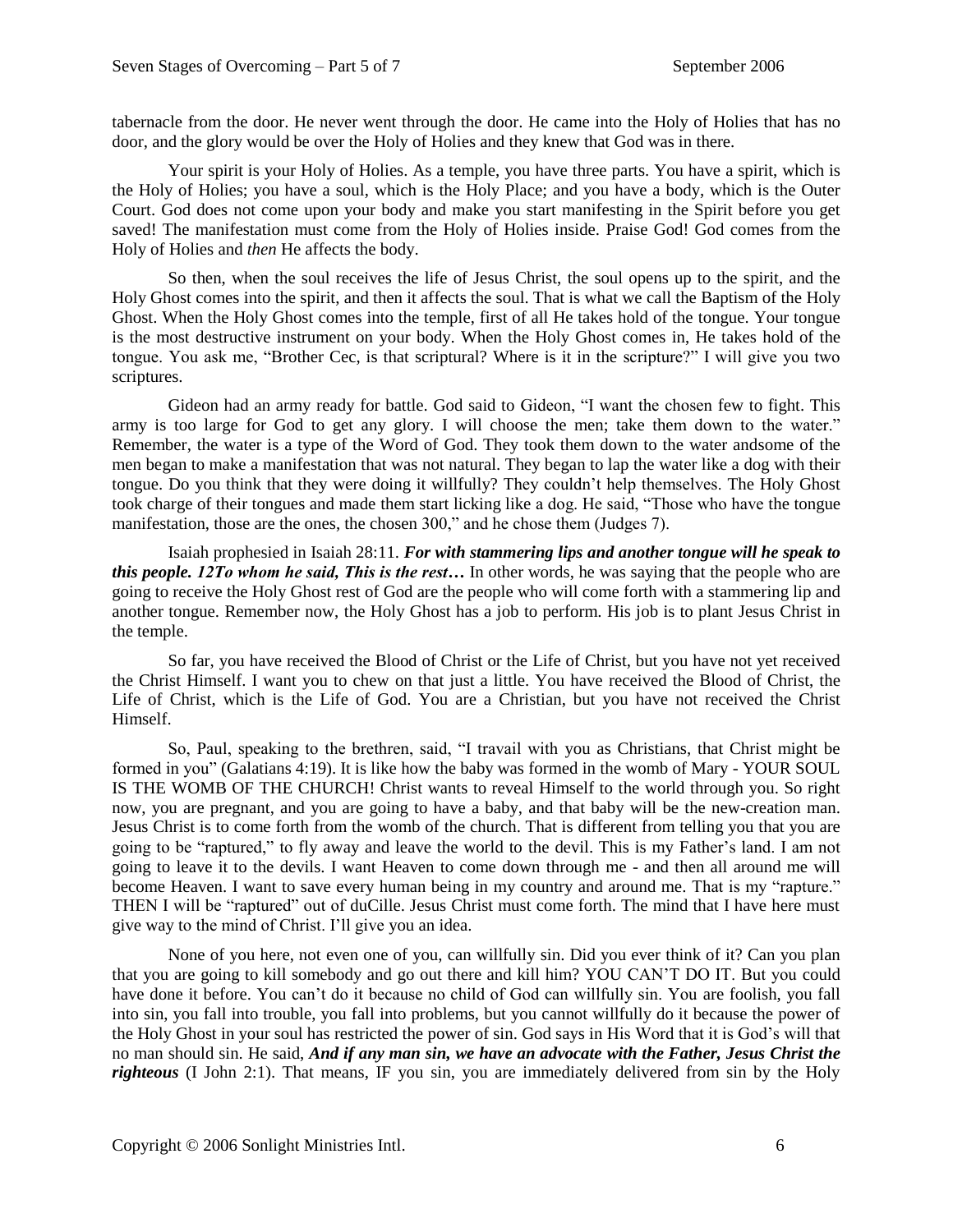tabernacle from the door. He never went through the door. He came into the Holy of Holies that has no door, and the glory would be over the Holy of Holies and they knew that God was in there.

Your spirit is your Holy of Holies. As a temple, you have three parts. You have a spirit, which is the Holy of Holies; you have a soul, which is the Holy Place; and you have a body, which is the Outer Court. God does not come upon your body and make you start manifesting in the Spirit before you get saved! The manifestation must come from the Holy of Holies inside. Praise God! God comes from the Holy of Holies and *then* He affects the body.

So then, when the soul receives the life of Jesus Christ, the soul opens up to the spirit, and the Holy Ghost comes into the spirit, and then it affects the soul. That is what we call the Baptism of the Holy Ghost. When the Holy Ghost comes into the temple, first of all He takes hold of the tongue. Your tongue is the most destructive instrument on your body. When the Holy Ghost comes in, He takes hold of the tongue. You ask me, "Brother Cec, is that scriptural? Where is it in the scripture?" I will give you two scriptures.

Gideon had an army ready for battle. God said to Gideon, "I want the chosen few to fight. This army is too large for God to get any glory. I will choose the men; take them down to the water." Remember, the water is a type of the Word of God. They took them down to the water andsome of the men began to make a manifestation that was not natural. They began to lap the water like a dog with their tongue. Do you think that they were doing it willfully? They couldn't help themselves. The Holy Ghost took charge of their tongues and made them start licking like a dog. He said, "Those who have the tongue manifestation, those are the ones, the chosen 300," and he chose them (Judges 7).

Isaiah prophesied in Isaiah 28:11. ***For with stammering lips and another tongue will he speak to this people. 12To whom he said, This is the rest…*** In other words, he was saying that the people who are going to receive the Holy Ghost rest of God are the people who will come forth with a stammering lip and another tongue. Remember now, the Holy Ghost has a job to perform. His job is to plant Jesus Christ in the temple.

So far, you have received the Blood of Christ or the Life of Christ, but you have not yet received the Christ Himself. I want you to chew on that just a little. You have received the Blood of Christ, the Life of Christ, which is the Life of God. You are a Christian, but you have not received the Christ Himself.

So, Paul, speaking to the brethren, said, "I travail with you as Christians, that Christ might be formed in you" (Galatians 4:19). It is like how the baby was formed in the womb of Mary - YOUR SOUL IS THE WOMB OF THE CHURCH! Christ wants to reveal Himself to the world through you. So right now, you are pregnant, and you are going to have a baby, and that baby will be the new-creation man. Jesus Christ is to come forth from the womb of the church. That is different from telling you that you are going to be "raptured," to fly away and leave the world to the devil. This is my Father's land. I am not going to leave it to the devils. I want Heaven to come down through me - and then all around me will become Heaven. I want to save every human being in my country and around me. That is my "rapture." THEN I will be "raptured" out of duCille. Jesus Christ must come forth. The mind that I have here must give way to the mind of Christ. I'll give you an idea.

None of you here, not even one of you, can willfully sin. Did you ever think of it? Can you plan that you are going to kill somebody and go out there and kill him? YOU CAN'T DO IT. But you could have done it before. You can't do it because no child of God can willfully sin. You are foolish, you fall into sin, you fall into trouble, you fall into problems, but you cannot willfully do it because the power of the Holy Ghost in your soul has restricted the power of sin. God says in His Word that it is God's will that no man should sin. He said, ***And if any man sin, we have an advocate with the Father, Jesus Christ the righteous*** (I John 2:1). That means, IF you sin, you are immediately delivered from sin by the Holy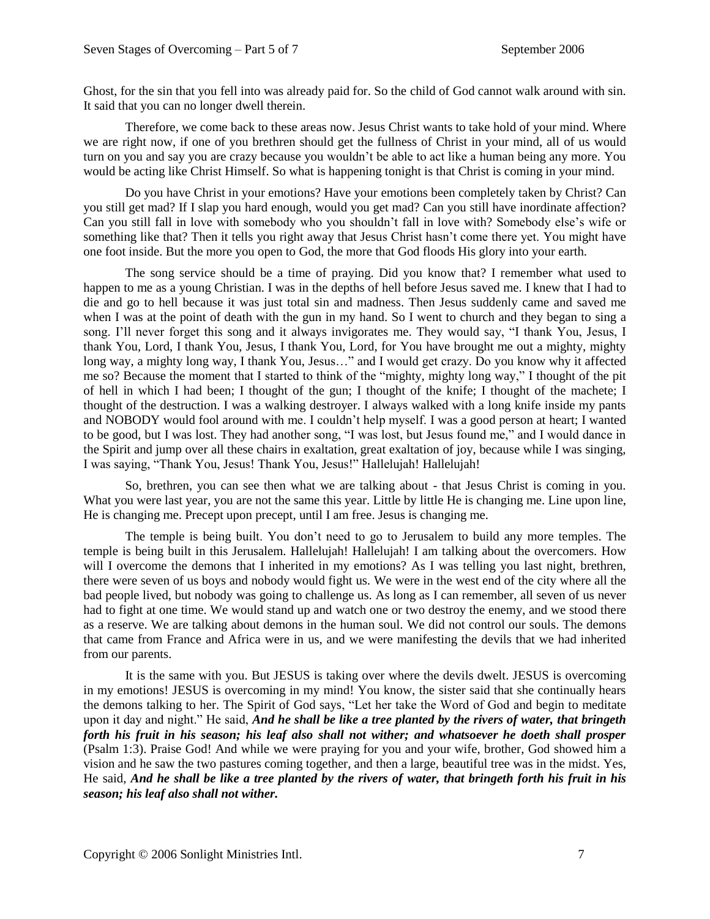Ghost, for the sin that you fell into was already paid for. So the child of God cannot walk around with sin. It said that you can no longer dwell therein.

Therefore, we come back to these areas now. Jesus Christ wants to take hold of your mind. Where we are right now, if one of you brethren should get the fullness of Christ in your mind, all of us would turn on you and say you are crazy because you wouldn't be able to act like a human being any more. You would be acting like Christ Himself. So what is happening tonight is that Christ is coming in your mind.

Do you have Christ in your emotions? Have your emotions been completely taken by Christ? Can you still get mad? If I slap you hard enough, would you get mad? Can you still have inordinate affection? Can you still fall in love with somebody who you shouldn't fall in love with? Somebody else's wife or something like that? Then it tells you right away that Jesus Christ hasn't come there yet. You might have one foot inside. But the more you open to God, the more that God floods His glory into your earth.

The song service should be a time of praying. Did you know that? I remember what used to happen to me as a young Christian. I was in the depths of hell before Jesus saved me. I knew that I had to die and go to hell because it was just total sin and madness. Then Jesus suddenly came and saved me when I was at the point of death with the gun in my hand. So I went to church and they began to sing a song. I'll never forget this song and it always invigorates me. They would say, "I thank You, Jesus, I thank You, Lord, I thank You, Jesus, I thank You, Lord, for You have brought me out a mighty, mighty long way, a mighty long way, I thank You, Jesus…" and I would get crazy. Do you know why it affected me so? Because the moment that I started to think of the "mighty, mighty long way," I thought of the pit of hell in which I had been; I thought of the gun; I thought of the knife; I thought of the machete; I thought of the destruction. I was a walking destroyer. I always walked with a long knife inside my pants and NOBODY would fool around with me. I couldn't help myself. I was a good person at heart; I wanted to be good, but I was lost. They had another song, "I was lost, but Jesus found me," and I would dance in the Spirit and jump over all these chairs in exaltation, great exaltation of joy, because while I was singing, I was saying, "Thank You, Jesus! Thank You, Jesus!" Hallelujah! Hallelujah!

So, brethren, you can see then what we are talking about - that Jesus Christ is coming in you. What you were last year, you are not the same this year. Little by little He is changing me. Line upon line, He is changing me. Precept upon precept, until I am free. Jesus is changing me.

The temple is being built. You don't need to go to Jerusalem to build any more temples. The temple is being built in this Jerusalem. Hallelujah! Hallelujah! I am talking about the overcomers. How will I overcome the demons that I inherited in my emotions? As I was telling you last night, brethren, there were seven of us boys and nobody would fight us. We were in the west end of the city where all the bad people lived, but nobody was going to challenge us. As long as I can remember, all seven of us never had to fight at one time. We would stand up and watch one or two destroy the enemy, and we stood there as a reserve. We are talking about demons in the human soul. We did not control our souls. The demons that came from France and Africa were in us, and we were manifesting the devils that we had inherited from our parents.

It is the same with you. But JESUS is taking over where the devils dwelt. JESUS is overcoming in my emotions! JESUS is overcoming in my mind! You know, the sister said that she continually hears the demons talking to her. The Spirit of God says, "Let her take the Word of God and begin to meditate upon it day and night." He said, ***And he shall be like a tree planted by the rivers of water, that bringeth forth his fruit in his season; his leaf also shall not wither; and whatsoever he doeth shall prosper*** (Psalm 1:3). Praise God! And while we were praying for you and your wife, brother, God showed him a vision and he saw the two pastures coming together, and then a large, beautiful tree was in the midst. Yes, He said, ***And he shall be like a tree planted by the rivers of water, that bringeth forth his fruit in his season; his leaf also shall not wither.***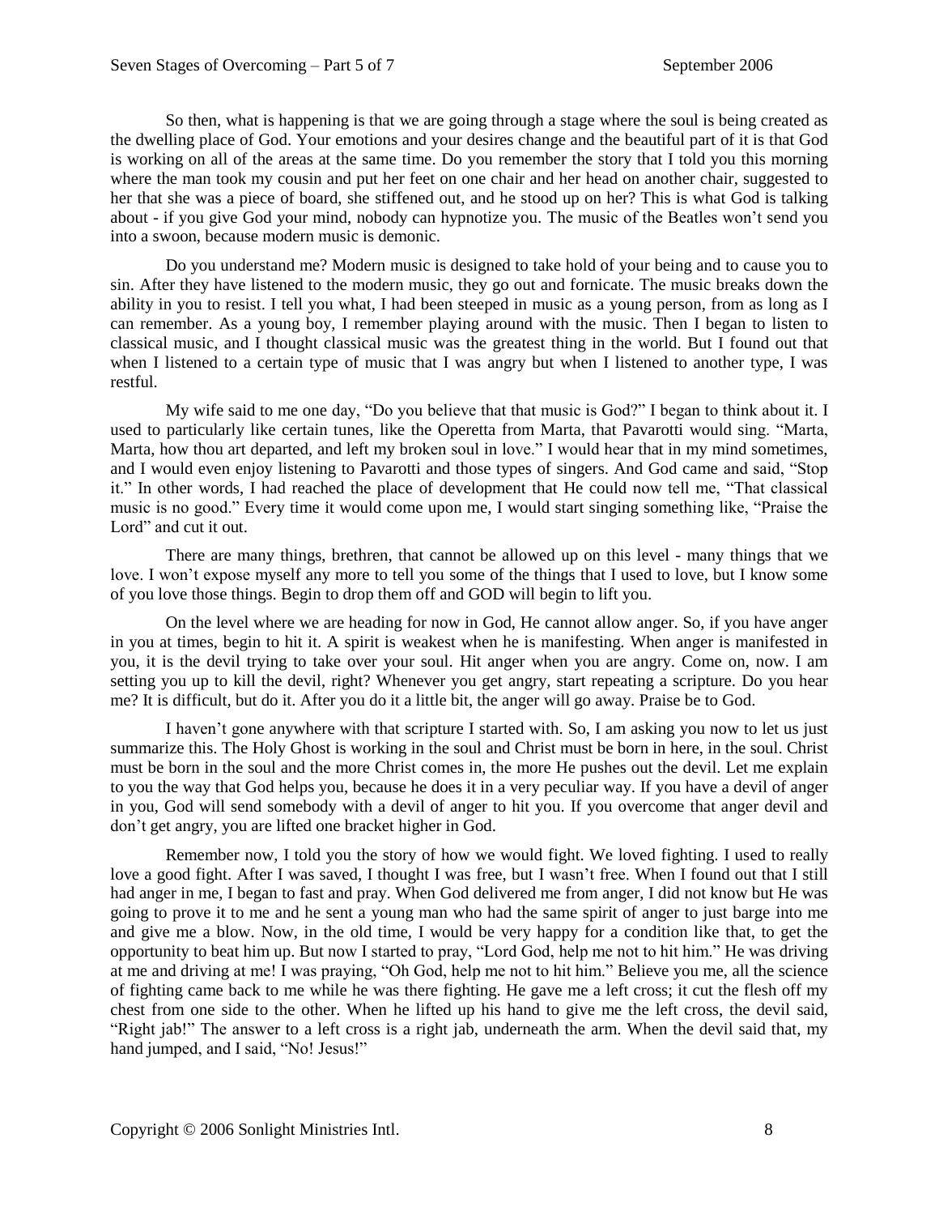So then, what is happening is that we are going through a stage where the soul is being created as the dwelling place of God. Your emotions and your desires change and the beautiful part of it is that God is working on all of the areas at the same time. Do you remember the story that I told you this morning where the man took my cousin and put her feet on one chair and her head on another chair, suggested to her that she was a piece of board, she stiffened out, and he stood up on her? This is what God is talking about - if you give God your mind, nobody can hypnotize you. The music of the Beatles won't send you into a swoon, because modern music is demonic.

Do you understand me? Modern music is designed to take hold of your being and to cause you to sin. After they have listened to the modern music, they go out and fornicate. The music breaks down the ability in you to resist. I tell you what, I had been steeped in music as a young person, from as long as I can remember. As a young boy, I remember playing around with the music. Then I began to listen to classical music, and I thought classical music was the greatest thing in the world. But I found out that when I listened to a certain type of music that I was angry but when I listened to another type, I was restful.

My wife said to me one day, "Do you believe that that music is God?" I began to think about it. I used to particularly like certain tunes, like the Operetta from Marta, that Pavarotti would sing. "Marta, Marta, how thou art departed, and left my broken soul in love." I would hear that in my mind sometimes, and I would even enjoy listening to Pavarotti and those types of singers. And God came and said, "Stop it." In other words, I had reached the place of development that He could now tell me, "That classical music is no good." Every time it would come upon me, I would start singing something like, "Praise the Lord" and cut it out.

There are many things, brethren, that cannot be allowed up on this level - many things that we love. I won't expose myself any more to tell you some of the things that I used to love, but I know some of you love those things. Begin to drop them off and GOD will begin to lift you.

On the level where we are heading for now in God, He cannot allow anger. So, if you have anger in you at times, begin to hit it. A spirit is weakest when he is manifesting. When anger is manifested in you, it is the devil trying to take over your soul. Hit anger when you are angry. Come on, now. I am setting you up to kill the devil, right? Whenever you get angry, start repeating a scripture. Do you hear me? It is difficult, but do it. After you do it a little bit, the anger will go away. Praise be to God.

I haven't gone anywhere with that scripture I started with. So, I am asking you now to let us just summarize this. The Holy Ghost is working in the soul and Christ must be born in here, in the soul. Christ must be born in the soul and the more Christ comes in, the more He pushes out the devil. Let me explain to you the way that God helps you, because he does it in a very peculiar way. If you have a devil of anger in you, God will send somebody with a devil of anger to hit you. If you overcome that anger devil and don't get angry, you are lifted one bracket higher in God.

Remember now, I told you the story of how we would fight. We loved fighting. I used to really love a good fight. After I was saved, I thought I was free, but I wasn't free. When I found out that I still had anger in me, I began to fast and pray. When God delivered me from anger, I did not know but He was going to prove it to me and he sent a young man who had the same spirit of anger to just barge into me and give me a blow. Now, in the old time, I would be very happy for a condition like that, to get the opportunity to beat him up. But now I started to pray, "Lord God, help me not to hit him." He was driving at me and driving at me! I was praying, "Oh God, help me not to hit him." Believe you me, all the science of fighting came back to me while he was there fighting. He gave me a left cross; it cut the flesh off my chest from one side to the other. When he lifted up his hand to give me the left cross, the devil said, "Right jab!" The answer to a left cross is a right jab, underneath the arm. When the devil said that, my hand jumped, and I said, "No! Jesus!"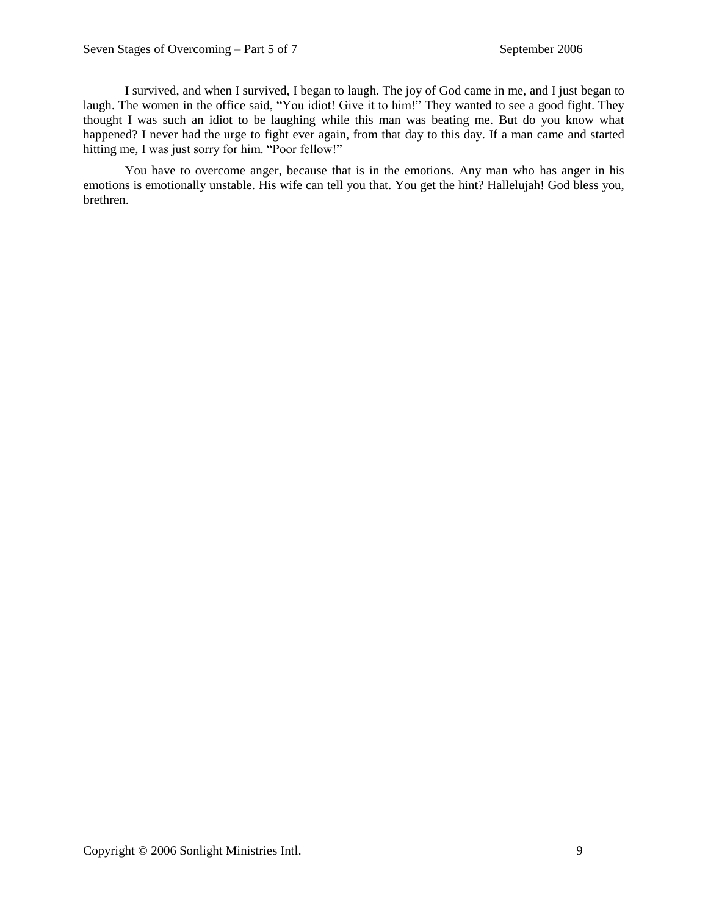I survived, and when I survived, I began to laugh. The joy of God came in me, and I just began to laugh. The women in the office said, "You idiot! Give it to him!" They wanted to see a good fight. They thought I was such an idiot to be laughing while this man was beating me. But do you know what happened? I never had the urge to fight ever again, from that day to this day. If a man came and started hitting me, I was just sorry for him. "Poor fellow!"

You have to overcome anger, because that is in the emotions. Any man who has anger in his emotions is emotionally unstable. His wife can tell you that. You get the hint? Hallelujah! God bless you, brethren.